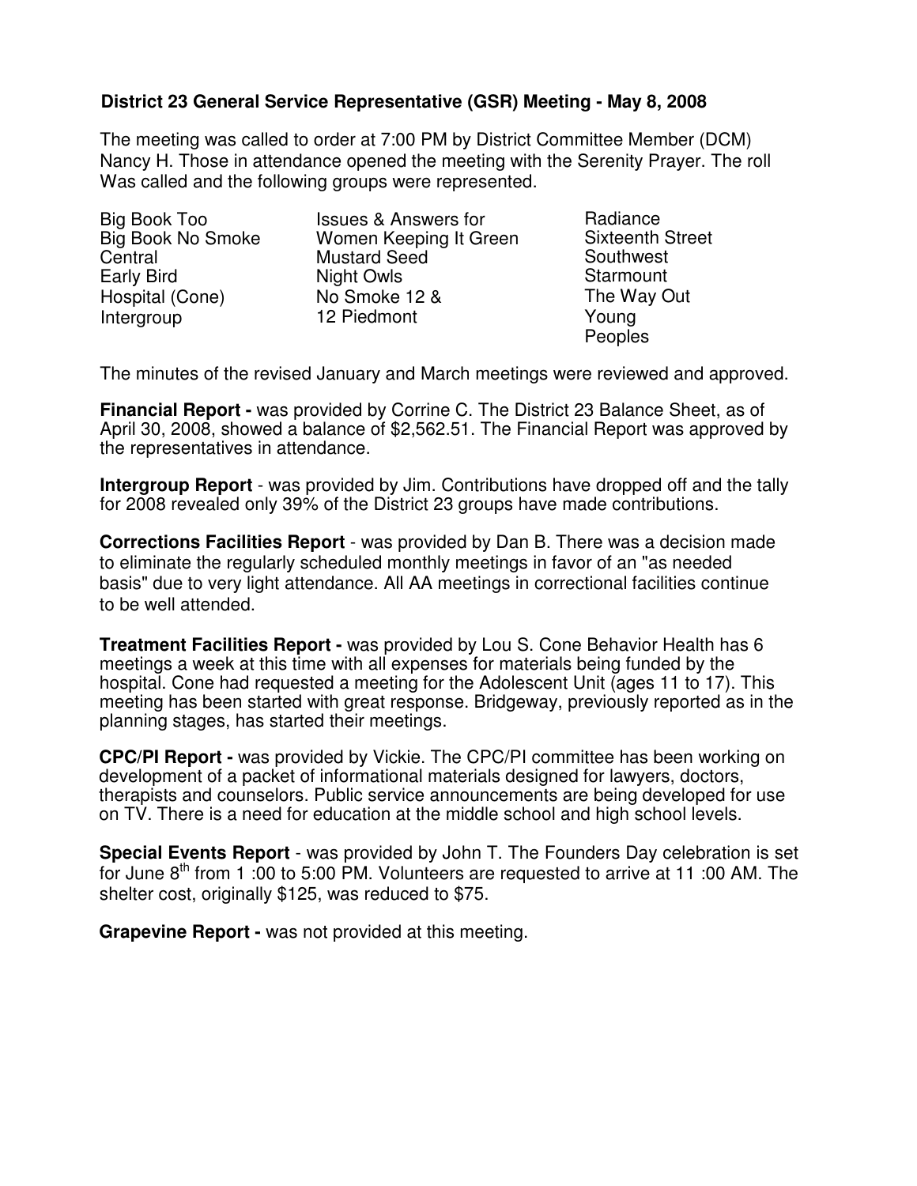## District 23 General Service Representative (GSR) Meeting - May 8, 2008

The meeting was called to order at 7:00 PM by District Committee Member (DCM) Nancy H. Those in attendance opened the meeting with the Serenity Prayer. The roll Was called and the following groups were represented.

| | | |
|---|---|---|
| Big Book Too | Issues & Answers for | Radiance |
| Big Book No Smoke | Women Keeping It Green | Sixteenth Street |
| Central | Mustard Seed | Southwest |
| Early Bird | Night Owls | Starmount |
| Hospital (Cone) | No Smoke 12 & | The Way Out |
| Intergroup | 12 Piedmont | Young Peoples |

The minutes of the revised January and March meetings were reviewed and approved.

**Financial Report -** was provided by Corrine C. The District 23 Balance Sheet, as of April 30, 2008, showed a balance of $2,562.51. The Financial Report was approved by the representatives in attendance.

**Intergroup Report** - was provided by Jim. Contributions have dropped off and the tally for 2008 revealed only 39% of the District 23 groups have made contributions.

**Corrections Facilities Report** - was provided by Dan B. There was a decision made to eliminate the regularly scheduled monthly meetings in favor of an "as needed basis" due to very light attendance. All AA meetings in correctional facilities continue to be well attended.

**Treatment Facilities Report -** was provided by Lou S. Cone Behavior Health has 6 meetings a week at this time with all expenses for materials being funded by the hospital. Cone had requested a meeting for the Adolescent Unit (ages 11 to 17). This meeting has been started with great response. Bridgeway, previously reported as in the planning stages, has started their meetings.

**CPC/PI Report -** was provided by Vickie. The CPC/PI committee has been working on development of a packet of informational materials designed for lawyers, doctors, therapists and counselors. Public service announcements are being developed for use on TV. There is a need for education at the middle school and high school levels.

**Special Events Report** - was provided by John T. The Founders Day celebration is set for June 8th from 1 :00 to 5:00 PM. Volunteers are requested to arrive at 11 :00 AM. The shelter cost, originally $125, was reduced to $75.

**Grapevine Report -** was not provided at this meeting.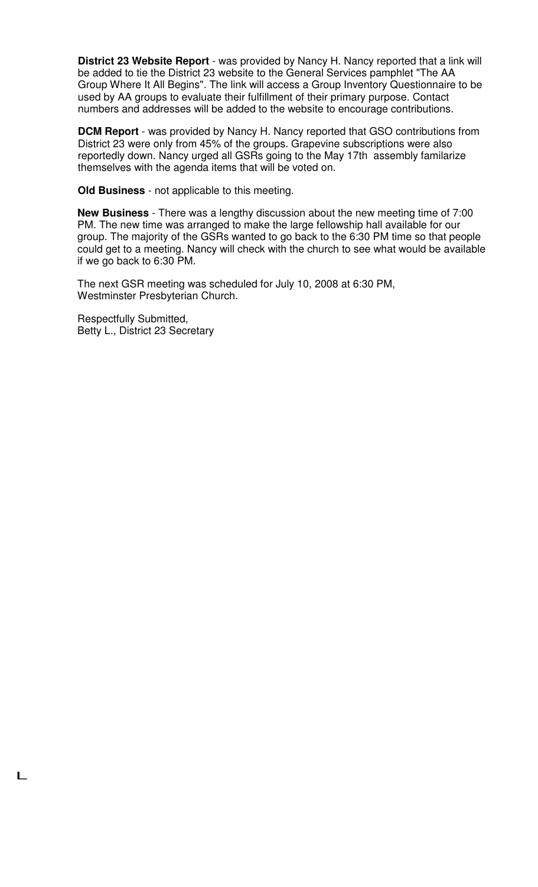**District 23 Website Report** - was provided by Nancy H. Nancy reported that a link will be added to tie the District 23 website to the General Services pamphlet "The AA Group Where It All Begins". The link will access a Group Inventory Questionnaire to be used by AA groups to evaluate their fulfillment of their primary purpose. Contact numbers and addresses will be added to the website to encourage contributions.

**DCM Report** - was provided by Nancy H. Nancy reported that GSO contributions from District 23 were only from 45% of the groups. Grapevine subscriptions were also reportedly down. Nancy urged all GSRs going to the May 17th assembly familarize themselves with the agenda items that will be voted on.

**Old Business** - not applicable to this meeting.

**New Business** - There was a lengthy discussion about the new meeting time of 7:00 PM. The new time was arranged to make the large fellowship hall available for our group. The majority of the GSRs wanted to go back to the 6:30 PM time so that people could get to a meeting. Nancy will check with the church to see what would be available if we go back to 6:30 PM.

The next GSR meeting was scheduled for July 10, 2008 at 6:30 PM,
Westminster Presbyterian Church.

Respectfully Submitted,
Betty L., District 23 Secretary